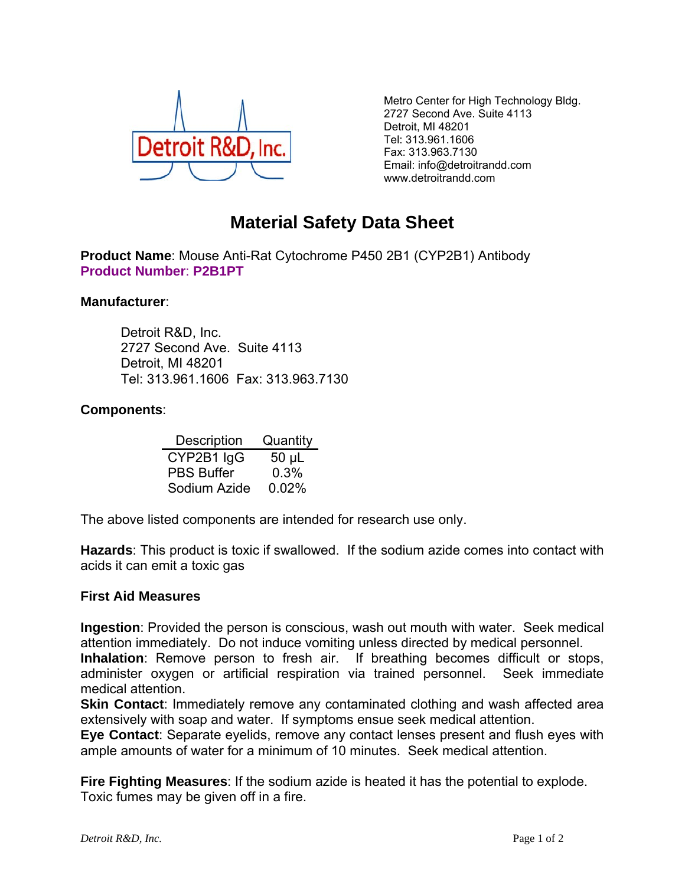Detroit R&D, Inc.

Metro Center for High Technology Bldg.
2727 Second Ave. Suite 4113
Detroit, MI 48201
Tel: 313.961.1606
Fax: 313.963.7130
Email: info@detroitrandd.com
www.detroitrandd.com

# Material Safety Data Sheet

**Product Name**: Mouse Anti-Rat Cytochrome P450 2B1 (CYP2B1) Antibody
**Product Number**: **P2B1PT**

**Manufacturer**:

Detroit R&D, Inc.
2727 Second Ave. Suite 4113
Detroit, MI 48201
Tel: 313.961.1606 Fax: 313.963.7130

**Components**:

| Description | Quantity |
|---|---|
| CYP2B1 IgG | 50 µL |
| PBS Buffer | 0.3% |
| Sodium Azide | 0.02% |

The above listed components are intended for research use only.

**Hazards**: This product is toxic if swallowed. If the sodium azide comes into contact with acids it can emit a toxic gas

**First Aid Measures**

**Ingestion**: Provided the person is conscious, wash out mouth with water. Seek medical attention immediately. Do not induce vomiting unless directed by medical personnel.
**Inhalation**: Remove person to fresh air. If breathing becomes difficult or stops, administer oxygen or artificial respiration via trained personnel. Seek immediate medical attention.
**Skin Contact**: Immediately remove any contaminated clothing and wash affected area extensively with soap and water. If symptoms ensue seek medical attention.
**Eye Contact**: Separate eyelids, remove any contact lenses present and flush eyes with ample amounts of water for a minimum of 10 minutes. Seek medical attention.

**Fire Fighting Measures**: If the sodium azide is heated it has the potential to explode. Toxic fumes may be given off in a fire.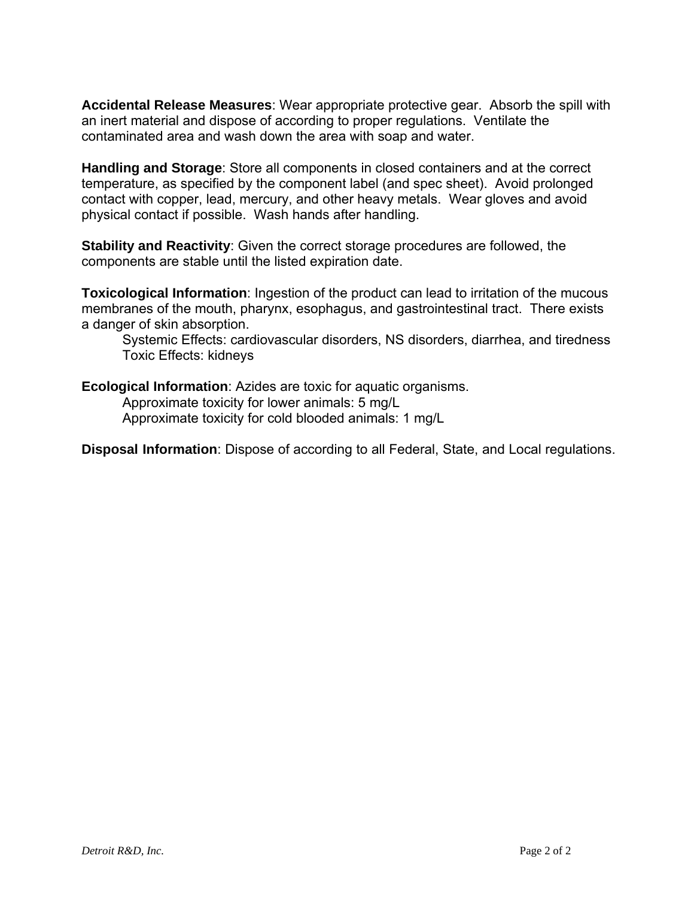**Accidental Release Measures**: Wear appropriate protective gear. Absorb the spill with an inert material and dispose of according to proper regulations. Ventilate the contaminated area and wash down the area with soap and water.

**Handling and Storage**: Store all components in closed containers and at the correct temperature, as specified by the component label (and spec sheet). Avoid prolonged contact with copper, lead, mercury, and other heavy metals. Wear gloves and avoid physical contact if possible. Wash hands after handling.

**Stability and Reactivity**: Given the correct storage procedures are followed, the components are stable until the listed expiration date.

**Toxicological Information**: Ingestion of the product can lead to irritation of the mucous membranes of the mouth, pharynx, esophagus, and gastrointestinal tract. There exists a danger of skin absorption.

Systemic Effects: cardiovascular disorders, NS disorders, diarrhea, and tiredness
Toxic Effects: kidneys

**Ecological Information**: Azides are toxic for aquatic organisms.

Approximate toxicity for lower animals: 5 mg/L
Approximate toxicity for cold blooded animals: 1 mg/L

**Disposal Information**: Dispose of according to all Federal, State, and Local regulations.